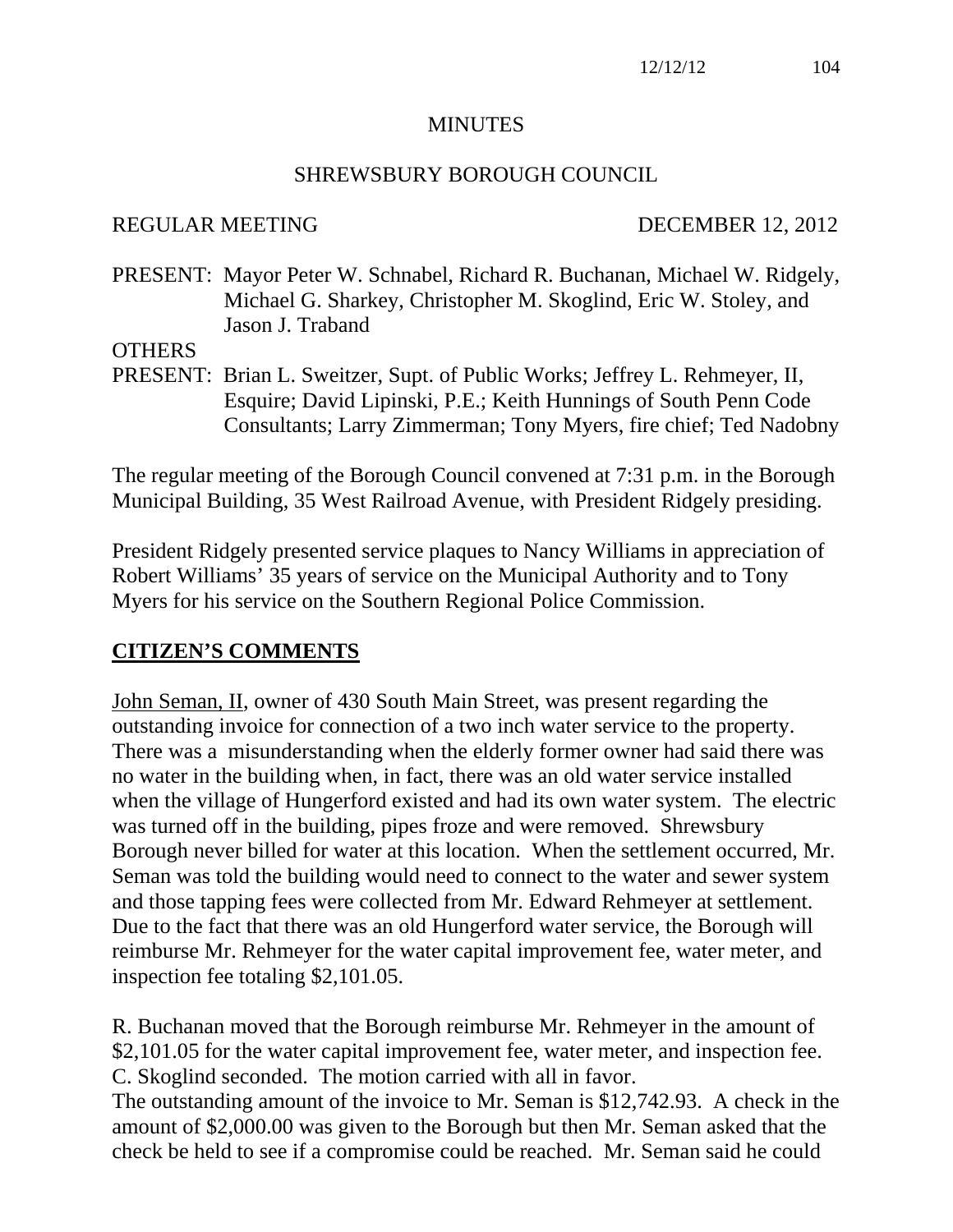# MINUTES

## SHREWSBURY BOROUGH COUNCIL

REGULAR MEETING DECEMBER 12, 2012

PRESENT: Mayor Peter W. Schnabel, Richard R. Buchanan, Michael W. Ridgely, Michael G. Sharkey, Christopher M. Skoglind, Eric W. Stoley, and Jason J. Traband

OTHERS PRESENT: Brian L. Sweitzer, Supt. of Public Works; Jeffrey L. Rehmeyer, II, Esquire; David Lipinski, P.E.; Keith Hunnings of South Penn Code Consultants; Larry Zimmerman; Tony Myers, fire chief; Ted Nadobny

The regular meeting of the Borough Council convened at 7:31 p.m. in the Borough Municipal Building, 35 West Railroad Avenue, with President Ridgely presiding.

President Ridgely presented service plaques to Nancy Williams in appreciation of Robert Williams' 35 years of service on the Municipal Authority and to Tony Myers for his service on the Southern Regional Police Commission.

## CITIZEN'S COMMENTS

John Seman, II, owner of 430 South Main Street, was present regarding the outstanding invoice for connection of a two inch water service to the property. There was a misunderstanding when the elderly former owner had said there was no water in the building when, in fact, there was an old water service installed when the village of Hungerford existed and had its own water system. The electric was turned off in the building, pipes froze and were removed. Shrewsbury Borough never billed for water at this location. When the settlement occurred, Mr. Seman was told the building would need to connect to the water and sewer system and those tapping fees were collected from Mr. Edward Rehmeyer at settlement. Due to the fact that there was an old Hungerford water service, the Borough will reimburse Mr. Rehmeyer for the water capital improvement fee, water meter, and inspection fee totaling $2,101.05.

R. Buchanan moved that the Borough reimburse Mr. Rehmeyer in the amount of $2,101.05 for the water capital improvement fee, water meter, and inspection fee. C. Skoglind seconded. The motion carried with all in favor.
The outstanding amount of the invoice to Mr. Seman is $12,742.93. A check in the amount of $2,000.00 was given to the Borough but then Mr. Seman asked that the check be held to see if a compromise could be reached. Mr. Seman said he could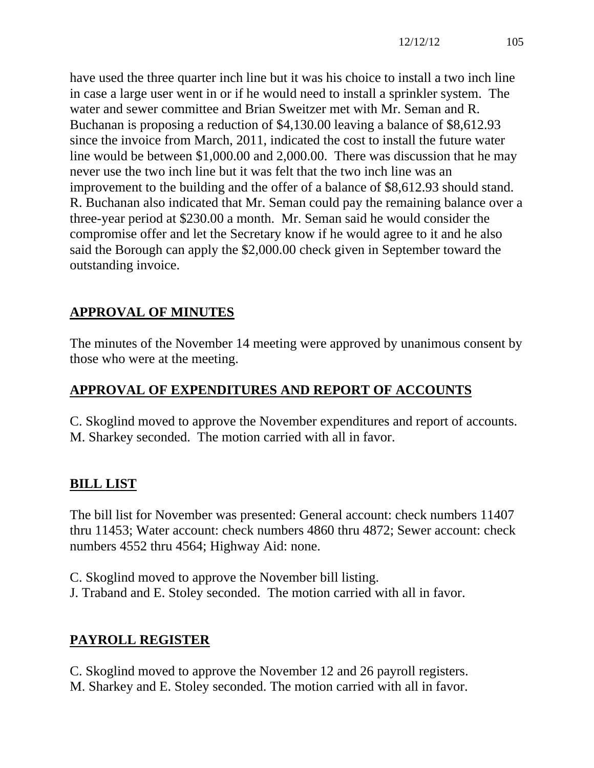have used the three quarter inch line but it was his choice to install a two inch line in case a large user went in or if he would need to install a sprinkler system. The water and sewer committee and Brian Sweitzer met with Mr. Seman and R. Buchanan is proposing a reduction of $4,130.00 leaving a balance of $8,612.93 since the invoice from March, 2011, indicated the cost to install the future water line would be between $1,000.00 and 2,000.00. There was discussion that he may never use the two inch line but it was felt that the two inch line was an improvement to the building and the offer of a balance of $8,612.93 should stand. R. Buchanan also indicated that Mr. Seman could pay the remaining balance over a three-year period at $230.00 a month. Mr. Seman said he would consider the compromise offer and let the Secretary know if he would agree to it and he also said the Borough can apply the $2,000.00 check given in September toward the outstanding invoice.

## APPROVAL OF MINUTES

The minutes of the November 14 meeting were approved by unanimous consent by those who were at the meeting.

## APPROVAL OF EXPENDITURES AND REPORT OF ACCOUNTS

C. Skoglind moved to approve the November expenditures and report of accounts. M. Sharkey seconded. The motion carried with all in favor.

## BILL LIST

The bill list for November was presented: General account: check numbers 11407 thru 11453; Water account: check numbers 4860 thru 4872; Sewer account: check numbers 4552 thru 4564; Highway Aid: none.

C. Skoglind moved to approve the November bill listing.
J. Traband and E. Stoley seconded. The motion carried with all in favor.

## PAYROLL REGISTER

C. Skoglind moved to approve the November 12 and 26 payroll registers.
M. Sharkey and E. Stoley seconded. The motion carried with all in favor.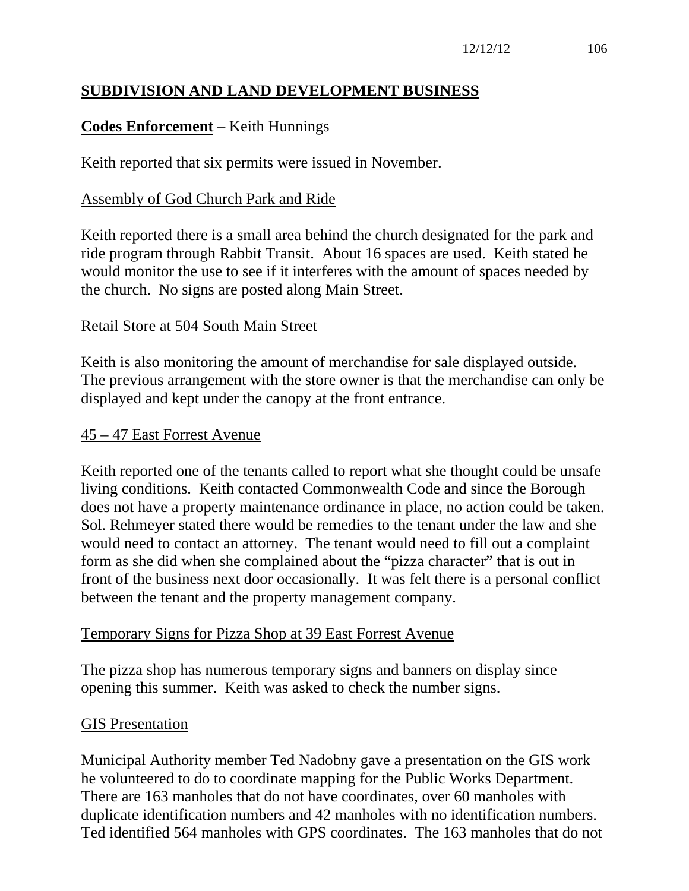## SUBDIVISION AND LAND DEVELOPMENT BUSINESS

**Codes Enforcement** – Keith Hunnings

Keith reported that six permits were issued in November.

Assembly of God Church Park and Ride

Keith reported there is a small area behind the church designated for the park and ride program through Rabbit Transit. About 16 spaces are used. Keith stated he would monitor the use to see if it interferes with the amount of spaces needed by the church. No signs are posted along Main Street.

Retail Store at 504 South Main Street

Keith is also monitoring the amount of merchandise for sale displayed outside. The previous arrangement with the store owner is that the merchandise can only be displayed and kept under the canopy at the front entrance.

45 – 47 East Forrest Avenue

Keith reported one of the tenants called to report what she thought could be unsafe living conditions. Keith contacted Commonwealth Code and since the Borough does not have a property maintenance ordinance in place, no action could be taken. Sol. Rehmeyer stated there would be remedies to the tenant under the law and she would need to contact an attorney. The tenant would need to fill out a complaint form as she did when she complained about the "pizza character" that is out in front of the business next door occasionally. It was felt there is a personal conflict between the tenant and the property management company.

Temporary Signs for Pizza Shop at 39 East Forrest Avenue

The pizza shop has numerous temporary signs and banners on display since opening this summer. Keith was asked to check the number signs.

GIS Presentation

Municipal Authority member Ted Nadobny gave a presentation on the GIS work he volunteered to do to coordinate mapping for the Public Works Department. There are 163 manholes that do not have coordinates, over 60 manholes with duplicate identification numbers and 42 manholes with no identification numbers. Ted identified 564 manholes with GPS coordinates. The 163 manholes that do not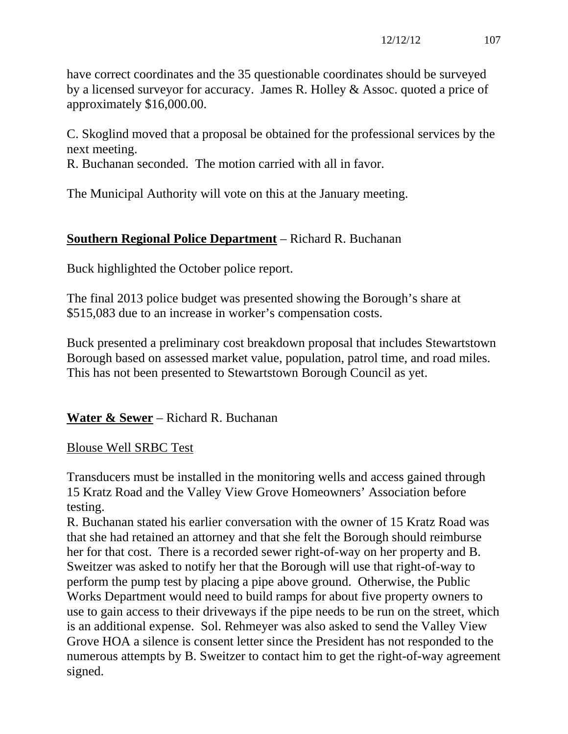have correct coordinates and the 35 questionable coordinates should be surveyed by a licensed surveyor for accuracy. James R. Holley & Assoc. quoted a price of approximately $16,000.00.

C. Skoglind moved that a proposal be obtained for the professional services by the next meeting.
R. Buchanan seconded. The motion carried with all in favor.

The Municipal Authority will vote on this at the January meeting.

**Southern Regional Police Department** – Richard R. Buchanan

Buck highlighted the October police report.

The final 2013 police budget was presented showing the Borough's share at $515,083 due to an increase in worker's compensation costs.

Buck presented a preliminary cost breakdown proposal that includes Stewartstown Borough based on assessed market value, population, patrol time, and road miles. This has not been presented to Stewartstown Borough Council as yet.

**Water & Sewer** – Richard R. Buchanan

Blouse Well SRBC Test

Transducers must be installed in the monitoring wells and access gained through 15 Kratz Road and the Valley View Grove Homeowners' Association before testing.
R. Buchanan stated his earlier conversation with the owner of 15 Kratz Road was that she had retained an attorney and that she felt the Borough should reimburse her for that cost. There is a recorded sewer right-of-way on her property and B. Sweitzer was asked to notify her that the Borough will use that right-of-way to perform the pump test by placing a pipe above ground. Otherwise, the Public Works Department would need to build ramps for about five property owners to use to gain access to their driveways if the pipe needs to be run on the street, which is an additional expense. Sol. Rehmeyer was also asked to send the Valley View Grove HOA a silence is consent letter since the President has not responded to the numerous attempts by B. Sweitzer to contact him to get the right-of-way agreement signed.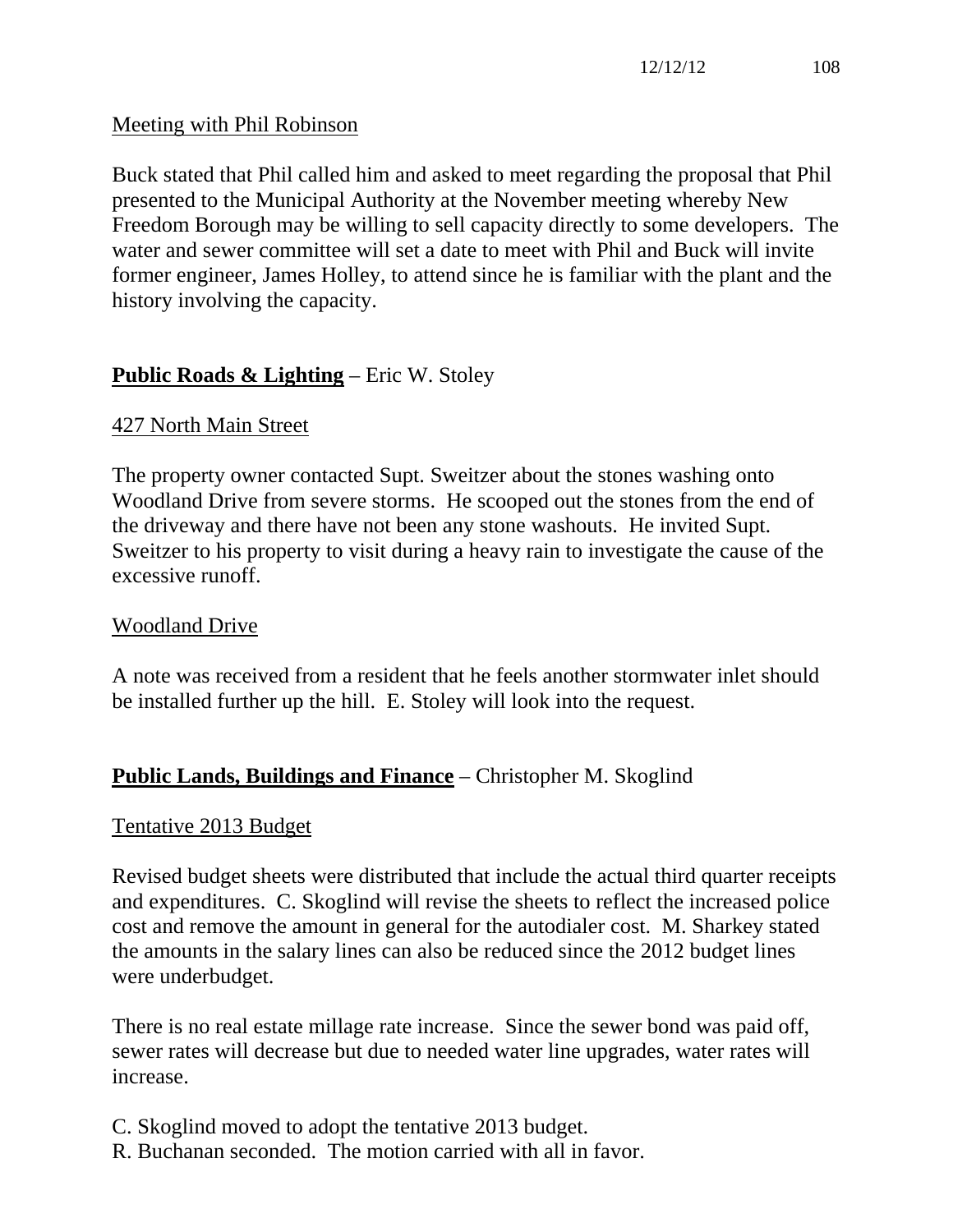Meeting with Phil Robinson

Buck stated that Phil called him and asked to meet regarding the proposal that Phil presented to the Municipal Authority at the November meeting whereby New Freedom Borough may be willing to sell capacity directly to some developers. The water and sewer committee will set a date to meet with Phil and Buck will invite former engineer, James Holley, to attend since he is familiar with the plant and the history involving the capacity.

**Public Roads & Lighting** – Eric W. Stoley

427 North Main Street

The property owner contacted Supt. Sweitzer about the stones washing onto Woodland Drive from severe storms. He scooped out the stones from the end of the driveway and there have not been any stone washouts. He invited Supt. Sweitzer to his property to visit during a heavy rain to investigate the cause of the excessive runoff.

Woodland Drive

A note was received from a resident that he feels another stormwater inlet should be installed further up the hill. E. Stoley will look into the request.

**Public Lands, Buildings and Finance** – Christopher M. Skoglind

Tentative 2013 Budget

Revised budget sheets were distributed that include the actual third quarter receipts and expenditures. C. Skoglind will revise the sheets to reflect the increased police cost and remove the amount in general for the autodialer cost. M. Sharkey stated the amounts in the salary lines can also be reduced since the 2012 budget lines were underbudget.

There is no real estate millage rate increase. Since the sewer bond was paid off, sewer rates will decrease but due to needed water line upgrades, water rates will increase.

C. Skoglind moved to adopt the tentative 2013 budget.
R. Buchanan seconded. The motion carried with all in favor.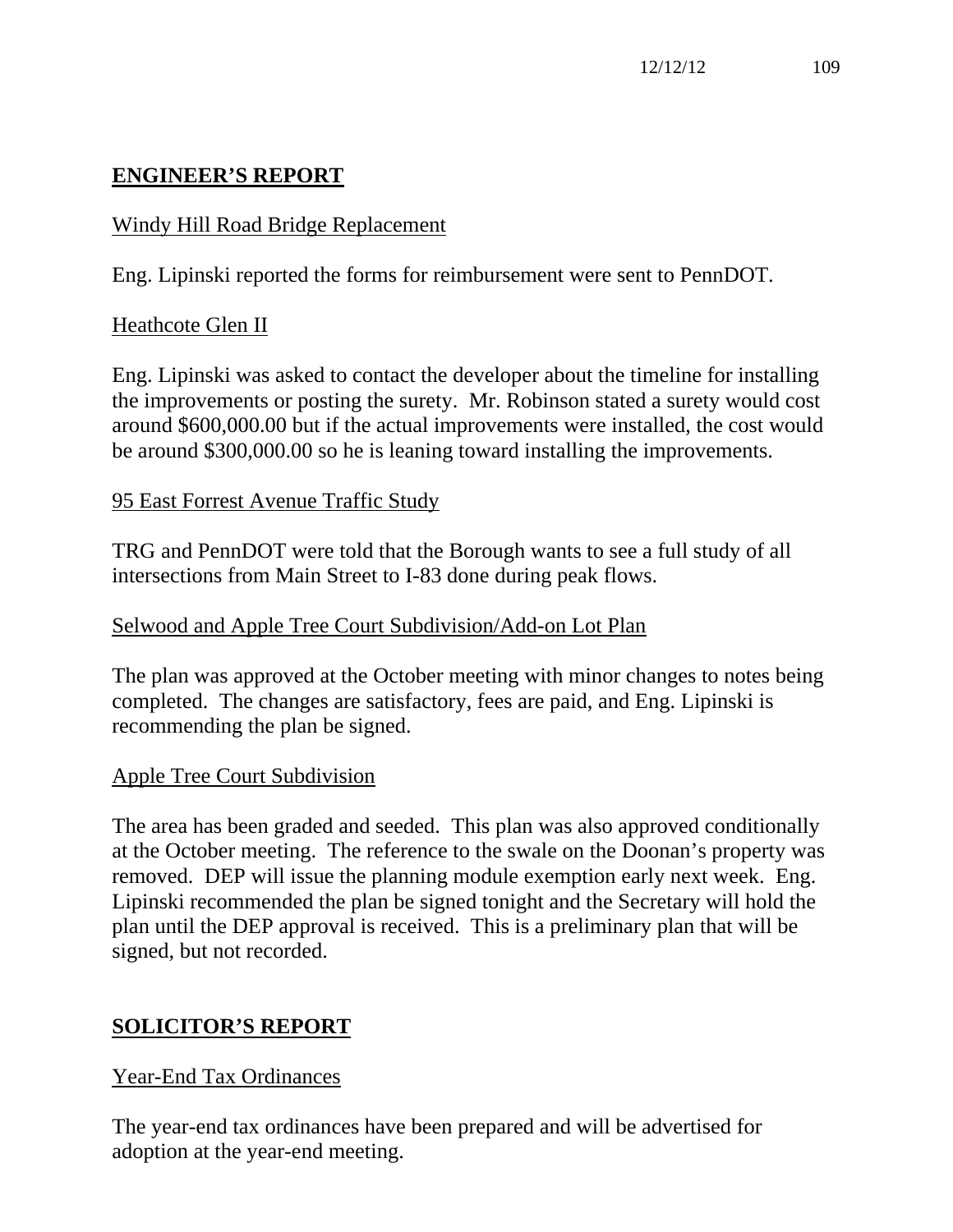## ENGINEER'S REPORT

Windy Hill Road Bridge Replacement

Eng. Lipinski reported the forms for reimbursement were sent to PennDOT.

Heathcote Glen II

Eng. Lipinski was asked to contact the developer about the timeline for installing the improvements or posting the surety. Mr. Robinson stated a surety would cost around $600,000.00 but if the actual improvements were installed, the cost would be around $300,000.00 so he is leaning toward installing the improvements.

95 East Forrest Avenue Traffic Study

TRG and PennDOT were told that the Borough wants to see a full study of all intersections from Main Street to I-83 done during peak flows.

Selwood and Apple Tree Court Subdivision/Add-on Lot Plan

The plan was approved at the October meeting with minor changes to notes being completed. The changes are satisfactory, fees are paid, and Eng. Lipinski is recommending the plan be signed.

Apple Tree Court Subdivision

The area has been graded and seeded. This plan was also approved conditionally at the October meeting. The reference to the swale on the Doonan's property was removed. DEP will issue the planning module exemption early next week. Eng. Lipinski recommended the plan be signed tonight and the Secretary will hold the plan until the DEP approval is received. This is a preliminary plan that will be signed, but not recorded.

## SOLICITOR'S REPORT

Year-End Tax Ordinances

The year-end tax ordinances have been prepared and will be advertised for adoption at the year-end meeting.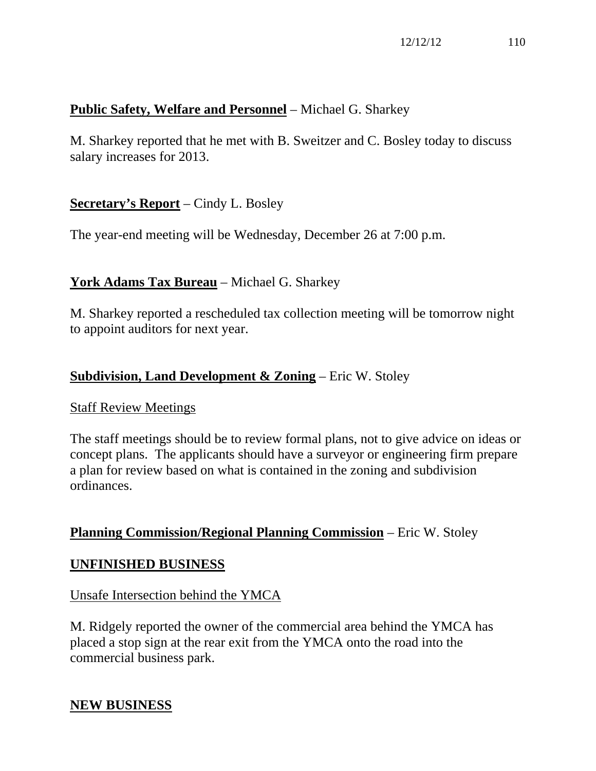**Public Safety, Welfare and Personnel** – Michael G. Sharkey

M. Sharkey reported that he met with B. Sweitzer and C. Bosley today to discuss salary increases for 2013.

**Secretary's Report** – Cindy L. Bosley

The year-end meeting will be Wednesday, December 26 at 7:00 p.m.

**York Adams Tax Bureau** – Michael G. Sharkey

M. Sharkey reported a rescheduled tax collection meeting will be tomorrow night to appoint auditors for next year.

**Subdivision, Land Development & Zoning** – Eric W. Stoley

Staff Review Meetings

The staff meetings should be to review formal plans, not to give advice on ideas or concept plans. The applicants should have a surveyor or engineering firm prepare a plan for review based on what is contained in the zoning and subdivision ordinances.

**Planning Commission/Regional Planning Commission** – Eric W. Stoley

## UNFINISHED BUSINESS

Unsafe Intersection behind the YMCA

M. Ridgely reported the owner of the commercial area behind the YMCA has placed a stop sign at the rear exit from the YMCA onto the road into the commercial business park.

## NEW BUSINESS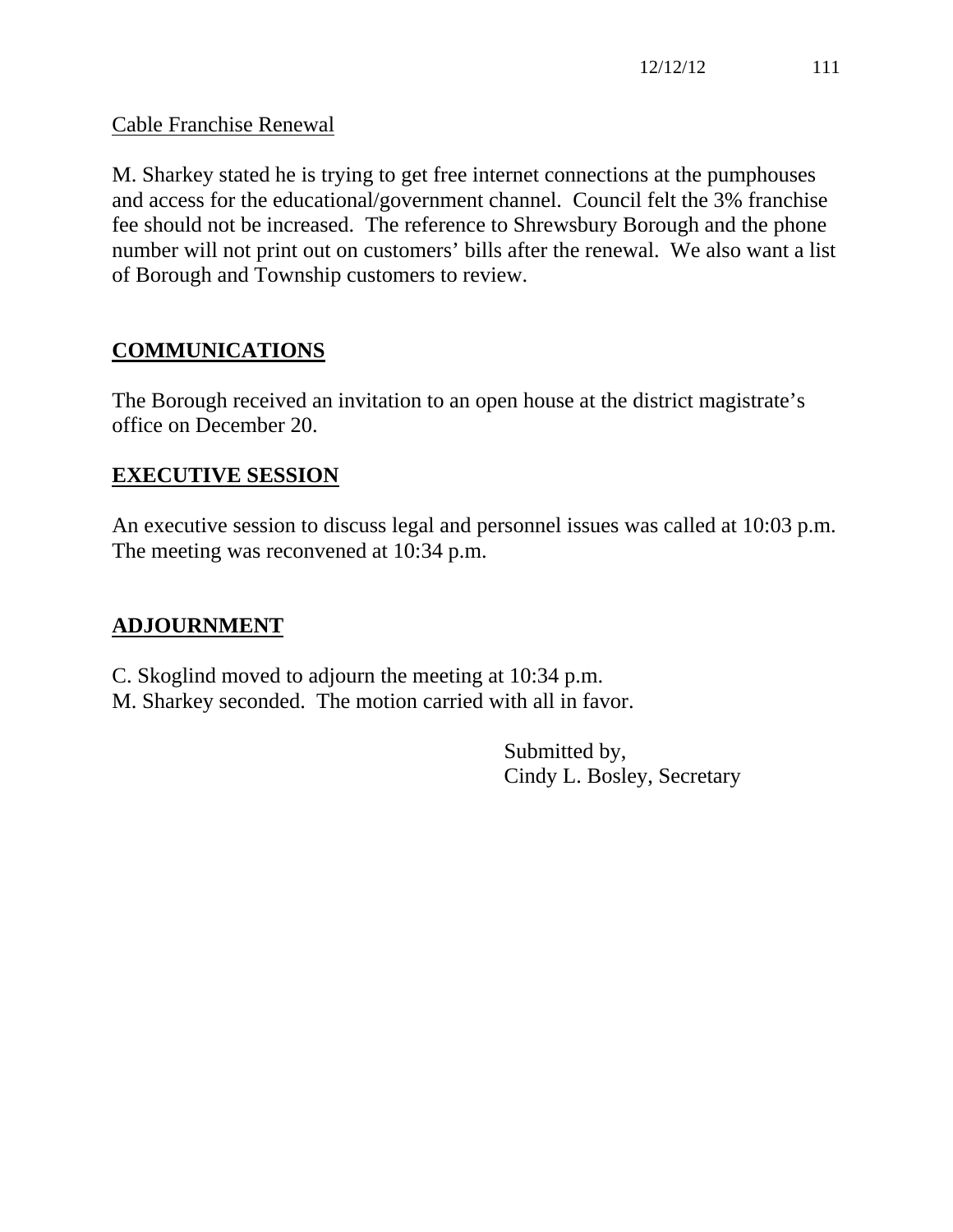Cable Franchise Renewal

M. Sharkey stated he is trying to get free internet connections at the pumphouses and access for the educational/government channel. Council felt the 3% franchise fee should not be increased. The reference to Shrewsbury Borough and the phone number will not print out on customers' bills after the renewal. We also want a list of Borough and Township customers to review.

## COMMUNICATIONS

The Borough received an invitation to an open house at the district magistrate's office on December 20.

## EXECUTIVE SESSION

An executive session to discuss legal and personnel issues was called at 10:03 p.m. The meeting was reconvened at 10:34 p.m.

## ADJOURNMENT

C. Skoglind moved to adjourn the meeting at 10:34 p.m.
M. Sharkey seconded. The motion carried with all in favor.

Submitted by,
Cindy L. Bosley, Secretary